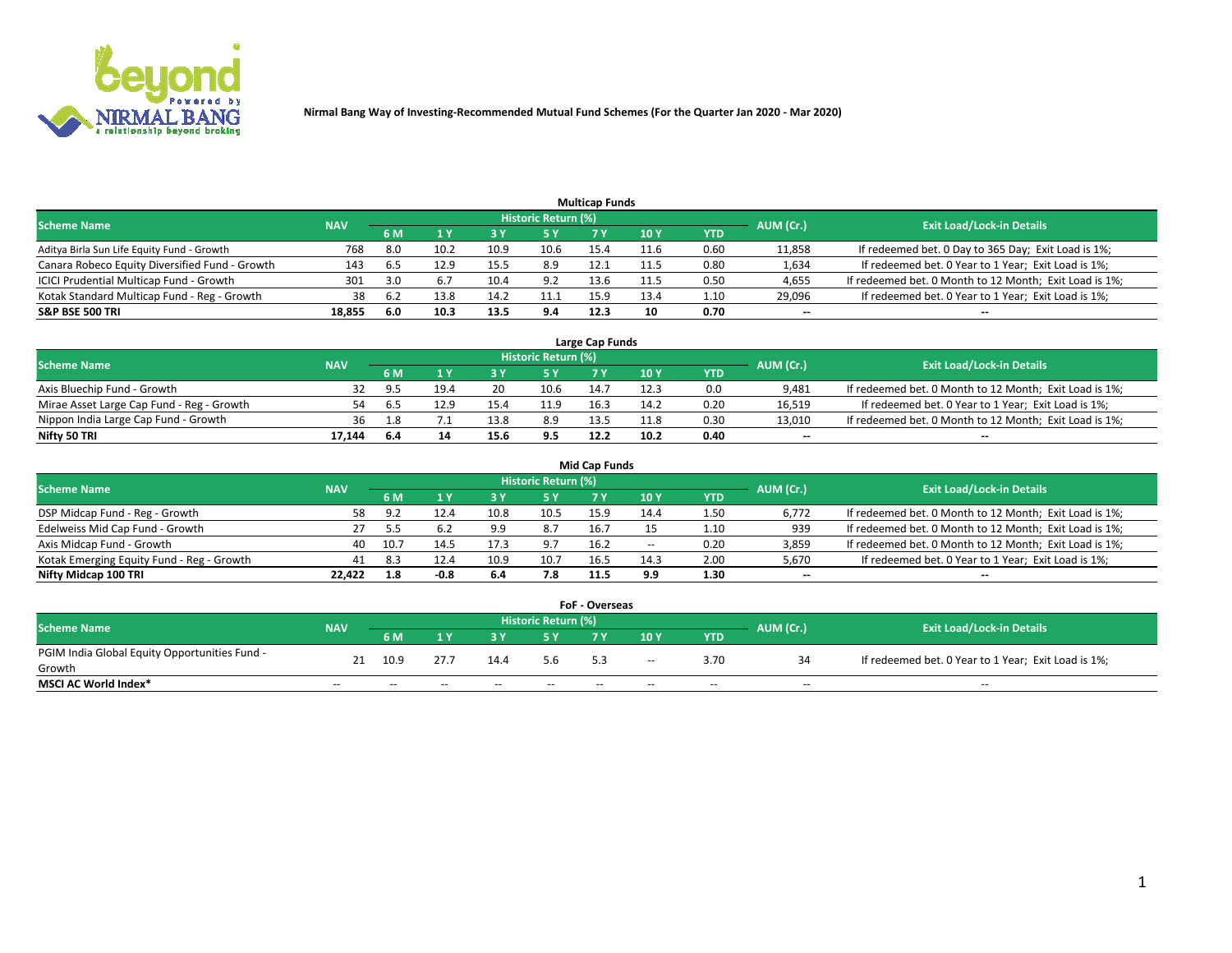# Nirmal Bang Way of Investing-Recommended Mutual Fund Schemes (For the Quarter Jan 2020 - Mar 2020)

## Multicap Funds

| Scheme Name | NAV | Historic Return (%) | | | | | | | AUM (Cr.) | Exit Load/Lock-in Details |
|---|---|---|---|---|---|---|---|---|---|---|
| | | 6 M | 1 Y | 3 Y | 5 Y | 7 Y | 10 Y | YTD | | |
| Aditya Birla Sun Life Equity Fund - Growth | 768 | 8.0 | 10.2 | 10.9 | 10.6 | 15.4 | 11.6 | 0.60 | 11,858 | If redeemed bet. 0 Day to 365 Day; Exit Load is 1%; |
| Canara Robeco Equity Diversified Fund - Growth | 143 | 6.5 | 12.9 | 15.5 | 8.9 | 12.1 | 11.5 | 0.80 | 1,634 | If redeemed bet. 0 Year to 1 Year; Exit Load is 1%; |
| ICICI Prudential Multicap Fund - Growth | 301 | 3.0 | 6.7 | 10.4 | 9.2 | 13.6 | 11.5 | 0.50 | 4,655 | If redeemed bet. 0 Month to 12 Month; Exit Load is 1%; |
| Kotak Standard Multicap Fund - Reg - Growth | 38 | 6.2 | 13.8 | 14.2 | 11.1 | 15.9 | 13.4 | 1.10 | 29,096 | If redeemed bet. 0 Year to 1 Year; Exit Load is 1%; |
| **S&P BSE 500 TRI** | **18,855** | **6.0** | **10.3** | **13.5** | **9.4** | **12.3** | **10** | **0.70** | **--** | **--** |

## Large Cap Funds

| Scheme Name | NAV | Historic Return (%) | | | | | | | AUM (Cr.) | Exit Load/Lock-in Details |
|---|---|---|---|---|---|---|---|---|---|---|
| | | 6 M | 1 Y | 3 Y | 5 Y | 7 Y | 10 Y | YTD | | |
| Axis Bluechip Fund - Growth | 32 | 9.5 | 19.4 | 20 | 10.6 | 14.7 | 12.3 | 0.0 | 9,481 | If redeemed bet. 0 Month to 12 Month; Exit Load is 1%; |
| Mirae Asset Large Cap Fund - Reg - Growth | 54 | 6.5 | 12.9 | 15.4 | 11.9 | 16.3 | 14.2 | 0.20 | 16,519 | If redeemed bet. 0 Year to 1 Year; Exit Load is 1%; |
| Nippon India Large Cap Fund - Growth | 36 | 1.8 | 7.1 | 13.8 | 8.9 | 13.5 | 11.8 | 0.30 | 13,010 | If redeemed bet. 0 Month to 12 Month; Exit Load is 1%; |
| **Nifty 50 TRI** | **17,144** | **6.4** | **14** | **15.6** | **9.5** | **12.2** | **10.2** | **0.40** | **--** | **--** |

## Mid Cap Funds

| Scheme Name | NAV | Historic Return (%) | | | | | | | AUM (Cr.) | Exit Load/Lock-in Details |
|---|---|---|---|---|---|---|---|---|---|---|
| | | 6 M | 1 Y | 3 Y | 5 Y | 7 Y | 10 Y | YTD | | |
| DSP Midcap Fund - Reg - Growth | 58 | 9.2 | 12.4 | 10.8 | 10.5 | 15.9 | 14.4 | 1.50 | 6,772 | If redeemed bet. 0 Month to 12 Month; Exit Load is 1%; |
| Edelweiss Mid Cap Fund - Growth | 27 | 5.5 | 6.2 | 9.9 | 8.7 | 16.7 | 15 | 1.10 | 939 | If redeemed bet. 0 Month to 12 Month; Exit Load is 1%; |
| Axis Midcap Fund - Growth | 40 | 10.7 | 14.5 | 17.3 | 9.7 | 16.2 | -- | 0.20 | 3,859 | If redeemed bet. 0 Month to 12 Month; Exit Load is 1%; |
| Kotak Emerging Equity Fund - Reg - Growth | 41 | 8.3 | 12.4 | 10.9 | 10.7 | 16.5 | 14.3 | 2.00 | 5,670 | If redeemed bet. 0 Year to 1 Year; Exit Load is 1%; |
| **Nifty Midcap 100 TRI** | **22,422** | **1.8** | **-0.8** | **6.4** | **7.8** | **11.5** | **9.9** | **1.30** | **--** | **--** |

## FoF - Overseas

| Scheme Name | NAV | Historic Return (%) | | | | | | | AUM (Cr.) | Exit Load/Lock-in Details |
|---|---|---|---|---|---|---|---|---|---|---|
| | | 6 M | 1 Y | 3 Y | 5 Y | 7 Y | 10 Y | YTD | | |
| PGIM India Global Equity Opportunities Fund - Growth | 21 | 10.9 | 27.7 | 14.4 | 5.6 | 5.3 | -- | 3.70 | 34 | If redeemed bet. 0 Year to 1 Year; Exit Load is 1%; |
| **MSCI AC World Index*** | -- | -- | -- | -- | -- | -- | -- | -- | -- | -- |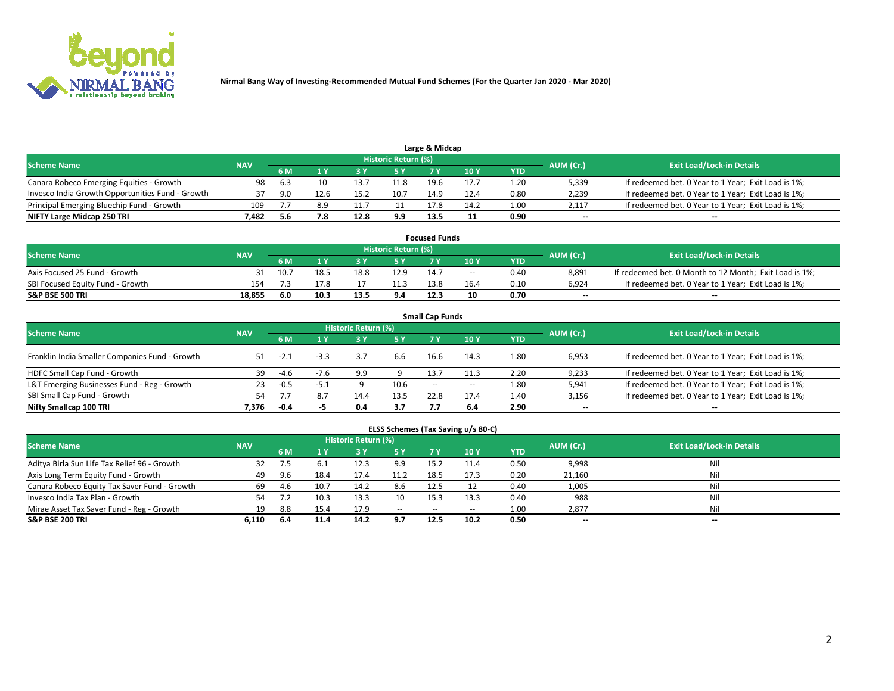Nirmal Bang Way of Investing-Recommended Mutual Fund Schemes (For the Quarter Jan 2020 - Mar 2020)

## Large & Midcap

| Scheme Name | NAV | Historic Return (%) | | | | | | | AUM (Cr.) | Exit Load/Lock-in Details |
|---|---|---|---|---|---|---|---|---|---|---|
| | | 6 M | 1 Y | 3 Y | 5 Y | 7 Y | 10 Y | YTD | | |
| Canara Robeco Emerging Equities - Growth | 98 | 6.3 | 10 | 13.7 | 11.8 | 19.6 | 17.7 | 1.20 | 5,339 | If redeemed bet. 0 Year to 1 Year; Exit Load is 1%; |
| Invesco India Growth Opportunities Fund - Growth | 37 | 9.0 | 12.6 | 15.2 | 10.7 | 14.9 | 12.4 | 0.80 | 2,239 | If redeemed bet. 0 Year to 1 Year; Exit Load is 1%; |
| Principal Emerging Bluechip Fund - Growth | 109 | 7.7 | 8.9 | 11.7 | 11 | 17.8 | 14.2 | 1.00 | 2,117 | If redeemed bet. 0 Year to 1 Year; Exit Load is 1%; |
| **NIFTY Large Midcap 250 TRI** | **7,482** | **5.6** | **7.8** | **12.8** | **9.9** | **13.5** | **11** | **0.90** | **--** | **--** |

## Focused Funds

| Scheme Name | NAV | Historic Return (%) | | | | | | | AUM (Cr.) | Exit Load/Lock-in Details |
|---|---|---|---|---|---|---|---|---|---|---|
| | | 6 M | 1 Y | 3 Y | 5 Y | 7 Y | 10 Y | YTD | | |
| Axis Focused 25 Fund - Growth | 31 | 10.7 | 18.5 | 18.8 | 12.9 | 14.7 | -- | 0.40 | 8,891 | If redeemed bet. 0 Month to 12 Month; Exit Load is 1%; |
| SBI Focused Equity Fund - Growth | 154 | 7.3 | 17.8 | 17 | 11.3 | 13.8 | 16.4 | 0.10 | 6,924 | If redeemed bet. 0 Year to 1 Year; Exit Load is 1%; |
| **S&P BSE 500 TRI** | **18,855** | **6.0** | **10.3** | **13.5** | **9.4** | **12.3** | **10** | **0.70** | **--** | **--** |

## Small Cap Funds

| Scheme Name | NAV | Historic Return (%) | | | | | | | AUM (Cr.) | Exit Load/Lock-in Details |
|---|---|---|---|---|---|---|---|---|---|---|
| | | 6 M | 1 Y | 3 Y | 5 Y | 7 Y | 10 Y | YTD | | |
| Franklin India Smaller Companies Fund - Growth | 51 | -2.1 | -3.3 | 3.7 | 6.6 | 16.6 | 14.3 | 1.80 | 6,953 | If redeemed bet. 0 Year to 1 Year; Exit Load is 1%; |
| HDFC Small Cap Fund - Growth | 39 | -4.6 | -7.6 | 9.9 | 9 | 13.7 | 11.3 | 2.20 | 9,233 | If redeemed bet. 0 Year to 1 Year; Exit Load is 1%; |
| L&T Emerging Businesses Fund - Reg - Growth | 23 | -0.5 | -5.1 | 9 | 10.6 | -- | -- | 1.80 | 5,941 | If redeemed bet. 0 Year to 1 Year; Exit Load is 1%; |
| SBI Small Cap Fund - Growth | 54 | 7.7 | 8.7 | 14.4 | 13.5 | 22.8 | 17.4 | 1.40 | 3,156 | If redeemed bet. 0 Year to 1 Year; Exit Load is 1%; |
| **Nifty Smallcap 100 TRI** | **7,376** | **-0.4** | **-5** | **0.4** | **3.7** | **7.7** | **6.4** | **2.90** | **--** | **--** |

## ELSS Schemes (Tax Saving u/s 80-C)

| Scheme Name | NAV | Historic Return (%) | | | | | | | AUM (Cr.) | Exit Load/Lock-in Details |
|---|---|---|---|---|---|---|---|---|---|---|
| | | 6 M | 1 Y | 3 Y | 5 Y | 7 Y | 10 Y | YTD | | |
| Aditya Birla Sun Life Tax Relief 96 - Growth | 32 | 7.5 | 6.1 | 12.3 | 9.9 | 15.2 | 11.4 | 0.50 | 9,998 | Nil |
| Axis Long Term Equity Fund - Growth | 49 | 9.6 | 18.4 | 17.4 | 11.2 | 18.5 | 17.3 | 0.20 | 21,160 | Nil |
| Canara Robeco Equity Tax Saver Fund - Growth | 69 | 4.6 | 10.7 | 14.2 | 8.6 | 12.5 | 12 | 0.40 | 1,005 | Nil |
| Invesco India Tax Plan - Growth | 54 | 7.2 | 10.3 | 13.3 | 10 | 15.3 | 13.3 | 0.40 | 988 | Nil |
| Mirae Asset Tax Saver Fund - Reg - Growth | 19 | 8.8 | 15.4 | 17.9 | -- | -- | -- | 1.00 | 2,877 | Nil |
| **S&P BSE 200 TRI** | **6,110** | **6.4** | **11.4** | **14.2** | **9.7** | **12.5** | **10.2** | **0.50** | **--** | **--** |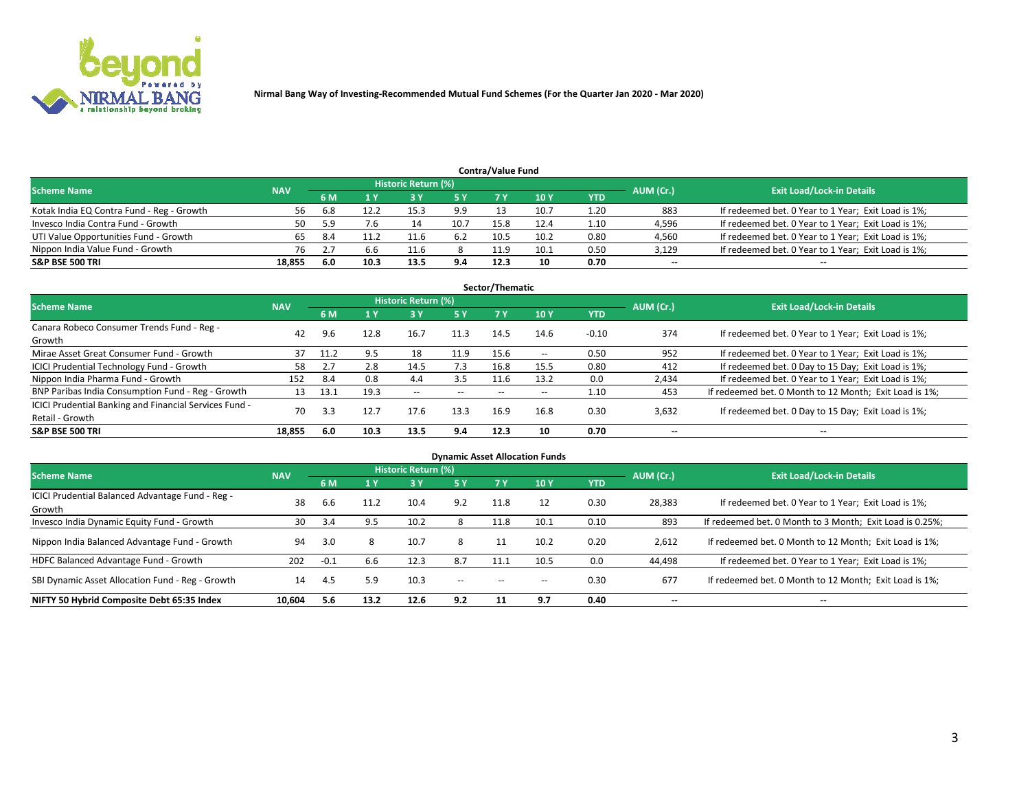Nirmal Bang Way of Investing-Recommended Mutual Fund Schemes (For the Quarter Jan 2020 - Mar 2020)

## Contra/Value Fund

| Scheme Name | NAV | Historic Return (%) | | | | | | | AUM (Cr.) | Exit Load/Lock-in Details |
|---|---|---|---|---|---|---|---|---|---|---|
| | | 6 M | 1 Y | 3 Y | 5 Y | 7 Y | 10 Y | YTD | | |
| Kotak India EQ Contra Fund - Reg - Growth | 56 | 6.8 | 12.2 | 15.3 | 9.9 | 13 | 10.7 | 1.20 | 883 | If redeemed bet. 0 Year to 1 Year; Exit Load is 1%; |
| Invesco India Contra Fund - Growth | 50 | 5.9 | 7.6 | 14 | 10.7 | 15.8 | 12.4 | 1.10 | 4,596 | If redeemed bet. 0 Year to 1 Year; Exit Load is 1%; |
| UTI Value Opportunities Fund - Growth | 65 | 8.4 | 11.2 | 11.6 | 6.2 | 10.5 | 10.2 | 0.80 | 4,560 | If redeemed bet. 0 Year to 1 Year; Exit Load is 1%; |
| Nippon India Value Fund - Growth | 76 | 2.7 | 6.6 | 11.6 | 8 | 11.9 | 10.1 | 0.50 | 3,129 | If redeemed bet. 0 Year to 1 Year; Exit Load is 1%; |
| **S&P BSE 500 TRI** | **18,855** | **6.0** | **10.3** | **13.5** | **9.4** | **12.3** | **10** | **0.70** | -- | -- |

## Sector/Thematic

| Scheme Name | NAV | Historic Return (%) | | | | | | | AUM (Cr.) | Exit Load/Lock-in Details |
|---|---|---|---|---|---|---|---|---|---|---|
| | | 6 M | 1 Y | 3 Y | 5 Y | 7 Y | 10 Y | YTD | | |
| Canara Robeco Consumer Trends Fund - Reg - Growth | 42 | 9.6 | 12.8 | 16.7 | 11.3 | 14.5 | 14.6 | -0.10 | 374 | If redeemed bet. 0 Year to 1 Year; Exit Load is 1%; |
| Mirae Asset Great Consumer Fund - Growth | 37 | 11.2 | 9.5 | 18 | 11.9 | 15.6 | -- | 0.50 | 952 | If redeemed bet. 0 Year to 1 Year; Exit Load is 1%; |
| ICICI Prudential Technology Fund - Growth | 58 | 2.7 | 2.8 | 14.5 | 7.3 | 16.8 | 15.5 | 0.80 | 412 | If redeemed bet. 0 Day to 15 Day; Exit Load is 1%; |
| Nippon India Pharma Fund - Growth | 152 | 8.4 | 0.8 | 4.4 | 3.5 | 11.6 | 13.2 | 0.0 | 2,434 | If redeemed bet. 0 Year to 1 Year; Exit Load is 1%; |
| BNP Paribas India Consumption Fund - Reg - Growth | 13 | 13.1 | 19.3 | -- | -- | -- | -- | 1.10 | 453 | If redeemed bet. 0 Month to 12 Month; Exit Load is 1%; |
| ICICI Prudential Banking and Financial Services Fund - Retail - Growth | 70 | 3.3 | 12.7 | 17.6 | 13.3 | 16.9 | 16.8 | 0.30 | 3,632 | If redeemed bet. 0 Day to 15 Day; Exit Load is 1%; |
| **S&P BSE 500 TRI** | **18,855** | **6.0** | **10.3** | **13.5** | **9.4** | **12.3** | **10** | **0.70** | -- | -- |

## Dynamic Asset Allocation Funds

| Scheme Name | NAV | Historic Return (%) | | | | | | | AUM (Cr.) | Exit Load/Lock-in Details |
|---|---|---|---|---|---|---|---|---|---|---|
| | | 6 M | 1 Y | 3 Y | 5 Y | 7 Y | 10 Y | YTD | | |
| ICICI Prudential Balanced Advantage Fund - Reg - Growth | 38 | 6.6 | 11.2 | 10.4 | 9.2 | 11.8 | 12 | 0.30 | 28,383 | If redeemed bet. 0 Year to 1 Year; Exit Load is 1%; |
| Invesco India Dynamic Equity Fund - Growth | 30 | 3.4 | 9.5 | 10.2 | 8 | 11.8 | 10.1 | 0.10 | 893 | If redeemed bet. 0 Month to 3 Month; Exit Load is 0.25%; |
| Nippon India Balanced Advantage Fund - Growth | 94 | 3.0 | 8 | 10.7 | 8 | 11 | 10.2 | 0.20 | 2,612 | If redeemed bet. 0 Month to 12 Month; Exit Load is 1%; |
| HDFC Balanced Advantage Fund - Growth | 202 | -0.1 | 6.6 | 12.3 | 8.7 | 11.1 | 10.5 | 0.0 | 44,498 | If redeemed bet. 0 Year to 1 Year; Exit Load is 1%; |
| SBI Dynamic Asset Allocation Fund - Reg - Growth | 14 | 4.5 | 5.9 | 10.3 | -- | -- | -- | 0.30 | 677 | If redeemed bet. 0 Month to 12 Month; Exit Load is 1%; |
| **NIFTY 50 Hybrid Composite Debt 65:35 Index** | **10,604** | **5.6** | **13.2** | **12.6** | **9.2** | **11** | **9.7** | **0.40** | -- | -- |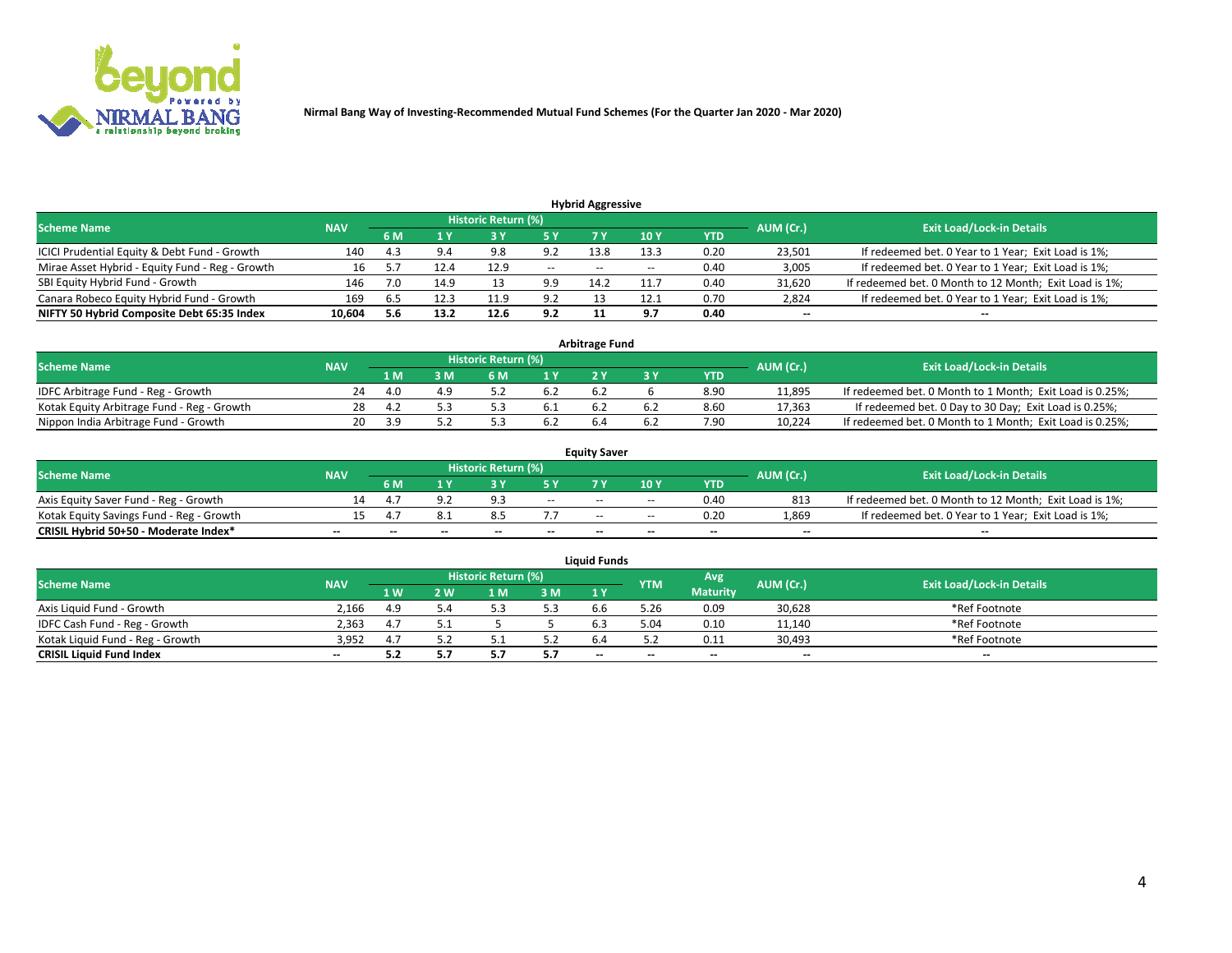Nirmal Bang Way of Investing-Recommended Mutual Fund Schemes (For the Quarter Jan 2020 - Mar 2020)

### Hybrid Aggressive

| Scheme Name | NAV | Historic Return (%) | | | | | | | AUM (Cr.) | Exit Load/Lock-in Details |
|---|---|---|---|---|---|---|---|---|---|---|
| | | 6 M | 1 Y | 3 Y | 5 Y | 7 Y | 10 Y | YTD | | |
| ICICI Prudential Equity & Debt Fund - Growth | 140 | 4.3 | 9.4 | 9.8 | 9.2 | 13.8 | 13.3 | 0.20 | 23,501 | If redeemed bet. 0 Year to 1 Year; Exit Load is 1%; |
| Mirae Asset Hybrid - Equity Fund - Reg - Growth | 16 | 5.7 | 12.4 | 12.9 | -- | -- | -- | 0.40 | 3,005 | If redeemed bet. 0 Year to 1 Year; Exit Load is 1%; |
| SBI Equity Hybrid Fund - Growth | 146 | 7.0 | 14.9 | 13 | 9.9 | 14.2 | 11.7 | 0.40 | 31,620 | If redeemed bet. 0 Month to 12 Month; Exit Load is 1%; |
| Canara Robeco Equity Hybrid Fund - Growth | 169 | 6.5 | 12.3 | 11.9 | 9.2 | 13 | 12.1 | 0.70 | 2,824 | If redeemed bet. 0 Year to 1 Year; Exit Load is 1%; |
| **NIFTY 50 Hybrid Composite Debt 65:35 Index** | **10,604** | **5.6** | **13.2** | **12.6** | **9.2** | **11** | **9.7** | **0.40** | **--** | **--** |

### Arbitrage Fund

| Scheme Name | NAV | Historic Return (%) | | | | | | | AUM (Cr.) | Exit Load/Lock-in Details |
|---|---|---|---|---|---|---|---|---|---|---|
| | | 1 M | 3 M | 6 M | 1 Y | 2 Y | 3 Y | YTD | | |
| IDFC Arbitrage Fund - Reg - Growth | 24 | 4.0 | 4.9 | 5.2 | 6.2 | 6.2 | 6 | 8.90 | 11,895 | If redeemed bet. 0 Month to 1 Month; Exit Load is 0.25%; |
| Kotak Equity Arbitrage Fund - Reg - Growth | 28 | 4.2 | 5.3 | 5.3 | 6.1 | 6.2 | 6.2 | 8.60 | 17,363 | If redeemed bet. 0 Day to 30 Day; Exit Load is 0.25%; |
| Nippon India Arbitrage Fund - Growth | 20 | 3.9 | 5.2 | 5.3 | 6.2 | 6.4 | 6.2 | 7.90 | 10,224 | If redeemed bet. 0 Month to 1 Month; Exit Load is 0.25%; |

### Equity Saver

| Scheme Name | NAV | Historic Return (%) | | | | | | | AUM (Cr.) | Exit Load/Lock-in Details |
|---|---|---|---|---|---|---|---|---|---|---|
| | | 6 M | 1 Y | 3 Y | 5 Y | 7 Y | 10 Y | YTD | | |
| Axis Equity Saver Fund - Reg - Growth | 14 | 4.7 | 9.2 | 9.3 | -- | -- | -- | 0.40 | 813 | If redeemed bet. 0 Month to 12 Month; Exit Load is 1%; |
| Kotak Equity Savings Fund - Reg - Growth | 15 | 4.7 | 8.1 | 8.5 | 7.7 | -- | -- | 0.20 | 1,869 | If redeemed bet. 0 Year to 1 Year; Exit Load is 1%; |
| **CRISIL Hybrid 50+50 - Moderate Index*** | **--** | **--** | **--** | **--** | **--** | **--** | **--** | **--** | **--** | **--** |

### Liquid Funds

| Scheme Name | NAV | Historic Return (%) | | | | | YTM | Avg Maturity | AUM (Cr.) | Exit Load/Lock-in Details |
|---|---|---|---|---|---|---|---|---|---|---|
| | | 1 W | 2 W | 1 M | 3 M | 1 Y | | | | |
| Axis Liquid Fund - Growth | 2,166 | 4.9 | 5.4 | 5.3 | 5.3 | 6.6 | 5.26 | 0.09 | 30,628 | *Ref Footnote |
| IDFC Cash Fund - Reg - Growth | 2,363 | 4.7 | 5.1 | 5 | 5 | 6.3 | 5.04 | 0.10 | 11,140 | *Ref Footnote |
| Kotak Liquid Fund - Reg - Growth | 3,952 | 4.7 | 5.2 | 5.1 | 5.2 | 6.4 | 5.2 | 0.11 | 30,493 | *Ref Footnote |
| **CRISIL Liquid Fund Index** | **--** | **5.2** | **5.7** | **5.7** | **5.7** | **--** | **--** | **--** | **--** | **--** |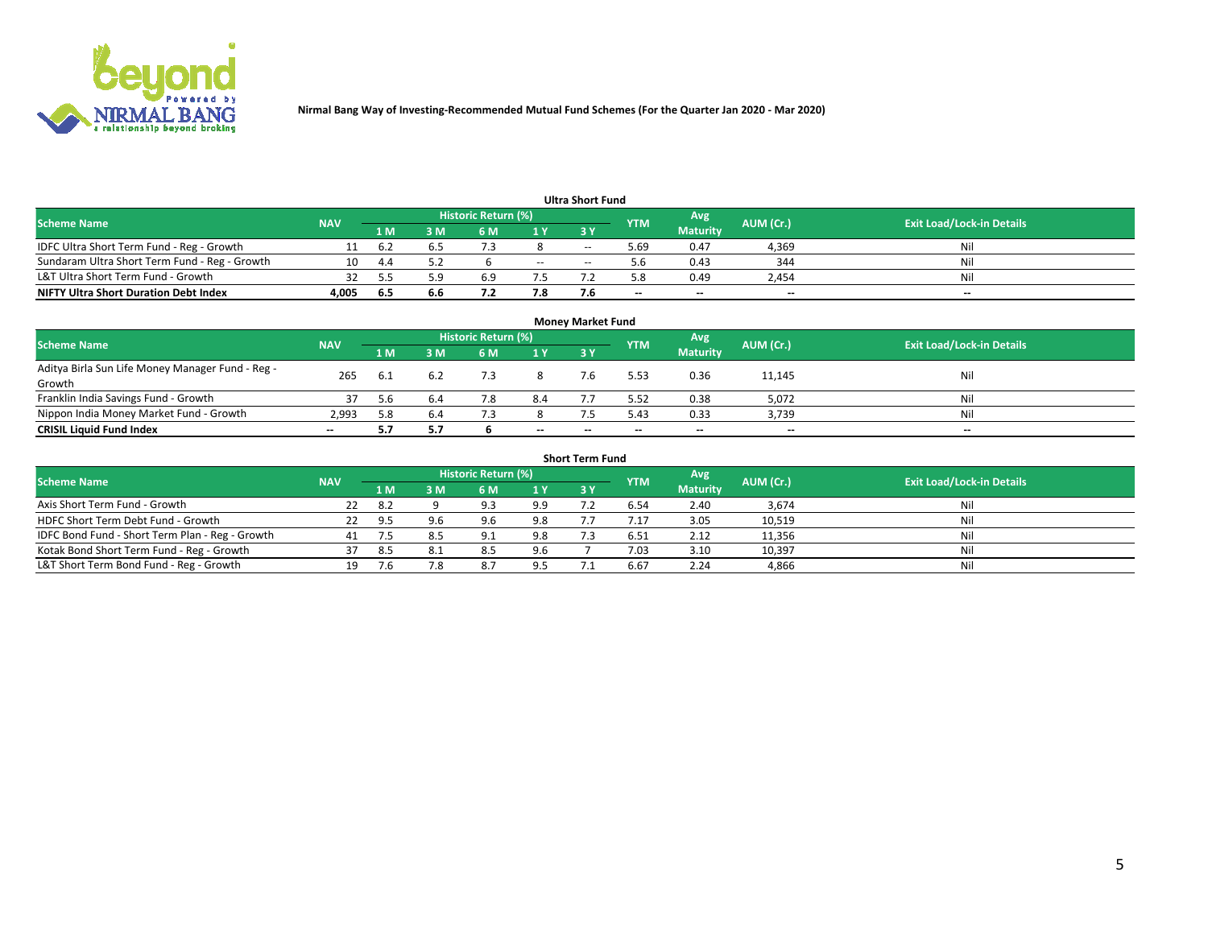Nirmal Bang Way of Investing-Recommended Mutual Fund Schemes (For the Quarter Jan 2020 - Mar 2020)

### Ultra Short Fund

| Scheme Name | NAV | Historic Return (%) | | | | | YTM | Avg Maturity | AUM (Cr.) | Exit Load/Lock-in Details |
|---|---|---|---|---|---|---|---|---|---|---|
| | | 1 M | 3 M | 6 M | 1 Y | 3 Y | | | | |
| IDFC Ultra Short Term Fund - Reg - Growth | 11 | 6.2 | 6.5 | 7.3 | 8 | -- | 5.69 | 0.47 | 4,369 | Nil |
| Sundaram Ultra Short Term Fund - Reg - Growth | 10 | 4.4 | 5.2 | 6 | -- | -- | 5.6 | 0.43 | 344 | Nil |
| L&T Ultra Short Term Fund - Growth | 32 | 5.5 | 5.9 | 6.9 | 7.5 | 7.2 | 5.8 | 0.49 | 2,454 | Nil |
| **NIFTY Ultra Short Duration Debt Index** | **4,005** | **6.5** | **6.6** | **7.2** | **7.8** | **7.6** | **--** | **--** | **--** | **--** |

### Money Market Fund

| Scheme Name | NAV | Historic Return (%) | | | | | YTM | Avg Maturity | AUM (Cr.) | Exit Load/Lock-in Details |
|---|---|---|---|---|---|---|---|---|---|---|
| | | 1 M | 3 M | 6 M | 1 Y | 3 Y | | | | |
| Aditya Birla Sun Life Money Manager Fund - Reg - Growth | 265 | 6.1 | 6.2 | 7.3 | 8 | 7.6 | 5.53 | 0.36 | 11,145 | Nil |
| Franklin India Savings Fund - Growth | 37 | 5.6 | 6.4 | 7.8 | 8.4 | 7.7 | 5.52 | 0.38 | 5,072 | Nil |
| Nippon India Money Market Fund - Growth | 2,993 | 5.8 | 6.4 | 7.3 | 8 | 7.5 | 5.43 | 0.33 | 3,739 | Nil |
| **CRISIL Liquid Fund Index** | **--** | **5.7** | **5.7** | **6** | **--** | **--** | **--** | **--** | **--** | **--** |

### Short Term Fund

| Scheme Name | NAV | Historic Return (%) | | | | | YTM | Avg Maturity | AUM (Cr.) | Exit Load/Lock-in Details |
|---|---|---|---|---|---|---|---|---|---|---|
| | | 1 M | 3 M | 6 M | 1 Y | 3 Y | | | | |
| Axis Short Term Fund - Growth | 22 | 8.2 | 9 | 9.3 | 9.9 | 7.2 | 6.54 | 2.40 | 3,674 | Nil |
| HDFC Short Term Debt Fund - Growth | 22 | 9.5 | 9.6 | 9.6 | 9.8 | 7.7 | 7.17 | 3.05 | 10,519 | Nil |
| IDFC Bond Fund - Short Term Plan - Reg - Growth | 41 | 7.5 | 8.5 | 9.1 | 9.8 | 7.3 | 6.51 | 2.12 | 11,356 | Nil |
| Kotak Bond Short Term Fund - Reg - Growth | 37 | 8.5 | 8.1 | 8.5 | 9.6 | 7 | 7.03 | 3.10 | 10,397 | Nil |
| L&T Short Term Bond Fund - Reg - Growth | 19 | 7.6 | 7.8 | 8.7 | 9.5 | 7.1 | 6.67 | 2.24 | 4,866 | Nil |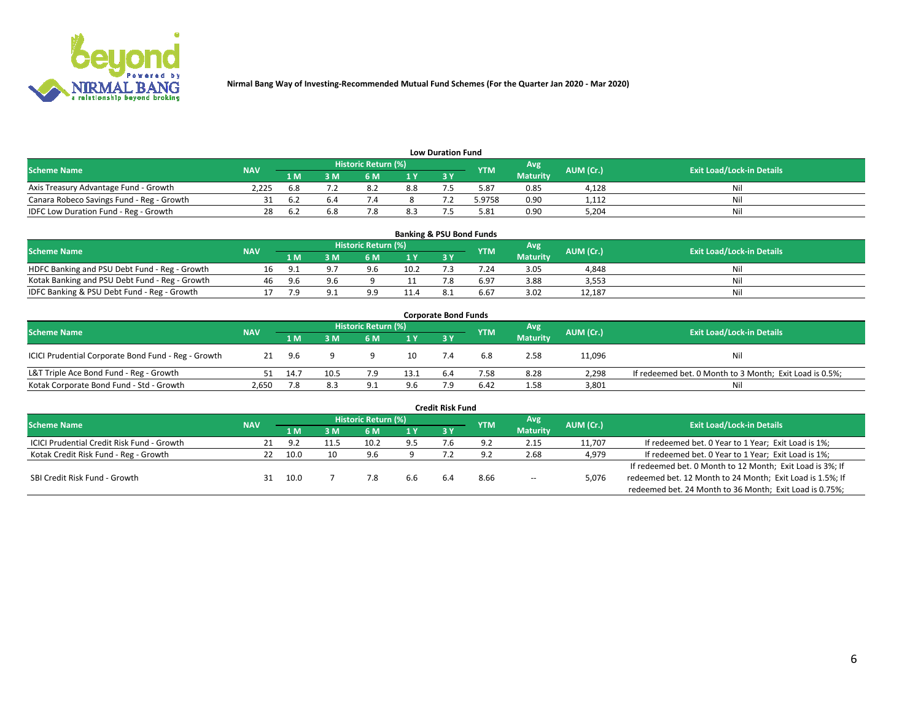Nirmal Bang Way of Investing-Recommended Mutual Fund Schemes (For the Quarter Jan 2020 - Mar 2020)

### Low Duration Fund

| Scheme Name | NAV | Historic Return (%) | | | | | YTM | Avg Maturity | AUM (Cr.) | Exit Load/Lock-in Details |
|---|---|---|---|---|---|---|---|---|---|---|
| | | 1 M | 3 M | 6 M | 1 Y | 3 Y | | | | |
| Axis Treasury Advantage Fund - Growth | 2,225 | 6.8 | 7.2 | 8.2 | 8.8 | 7.5 | 5.87 | 0.85 | 4,128 | Nil |
| Canara Robeco Savings Fund - Reg - Growth | 31 | 6.2 | 6.4 | 7.4 | 8 | 7.2 | 5.9758 | 0.90 | 1,112 | Nil |
| IDFC Low Duration Fund - Reg - Growth | 28 | 6.2 | 6.8 | 7.8 | 8.3 | 7.5 | 5.81 | 0.90 | 5,204 | Nil |

### Banking & PSU Bond Funds

| Scheme Name | NAV | Historic Return (%) | | | | | YTM | Avg Maturity | AUM (Cr.) | Exit Load/Lock-in Details |
|---|---|---|---|---|---|---|---|---|---|---|
| | | 1 M | 3 M | 6 M | 1 Y | 3 Y | | | | |
| HDFC Banking and PSU Debt Fund - Reg - Growth | 16 | 9.1 | 9.7 | 9.6 | 10.2 | 7.3 | 7.24 | 3.05 | 4,848 | Nil |
| Kotak Banking and PSU Debt Fund - Reg - Growth | 46 | 9.6 | 9.6 | 9 | 11 | 7.8 | 6.97 | 3.88 | 3,553 | Nil |
| IDFC Banking & PSU Debt Fund - Reg - Growth | 17 | 7.9 | 9.1 | 9.9 | 11.4 | 8.1 | 6.67 | 3.02 | 12,187 | Nil |

### Corporate Bond Funds

| Scheme Name | NAV | Historic Return (%) | | | | | YTM | Avg Maturity | AUM (Cr.) | Exit Load/Lock-in Details |
|---|---|---|---|---|---|---|---|---|---|---|
| | | 1 M | 3 M | 6 M | 1 Y | 3 Y | | | | |
| ICICI Prudential Corporate Bond Fund - Reg - Growth | 21 | 9.6 | 9 | 9 | 10 | 7.4 | 6.8 | 2.58 | 11,096 | Nil |
| L&T Triple Ace Bond Fund - Reg - Growth | 51 | 14.7 | 10.5 | 7.9 | 13.1 | 6.4 | 7.58 | 8.28 | 2,298 | If redeemed bet. 0 Month to 3 Month; Exit Load is 0.5%; |
| Kotak Corporate Bond Fund - Std - Growth | 2,650 | 7.8 | 8.3 | 9.1 | 9.6 | 7.9 | 6.42 | 1.58 | 3,801 | Nil |

### Credit Risk Fund

| Scheme Name | NAV | Historic Return (%) | | | | | YTM | Avg Maturity | AUM (Cr.) | Exit Load/Lock-in Details |
|---|---|---|---|---|---|---|---|---|---|---|
| | | 1 M | 3 M | 6 M | 1 Y | 3 Y | | | | |
| ICICI Prudential Credit Risk Fund - Growth | 21 | 9.2 | 11.5 | 10.2 | 9.5 | 7.6 | 9.2 | 2.15 | 11,707 | If redeemed bet. 0 Year to 1 Year; Exit Load is 1%; |
| Kotak Credit Risk Fund - Reg - Growth | 22 | 10.0 | 10 | 9.6 | 9 | 7.2 | 9.2 | 2.68 | 4,979 | If redeemed bet. 0 Year to 1 Year; Exit Load is 1%; |
| SBI Credit Risk Fund - Growth | 31 | 10.0 | 7 | 7.8 | 6.6 | 6.4 | 8.66 | -- | 5,076 | If redeemed bet. 0 Month to 12 Month; Exit Load is 3%; If redeemed bet. 12 Month to 24 Month; Exit Load is 1.5%; If redeemed bet. 24 Month to 36 Month; Exit Load is 0.75%; |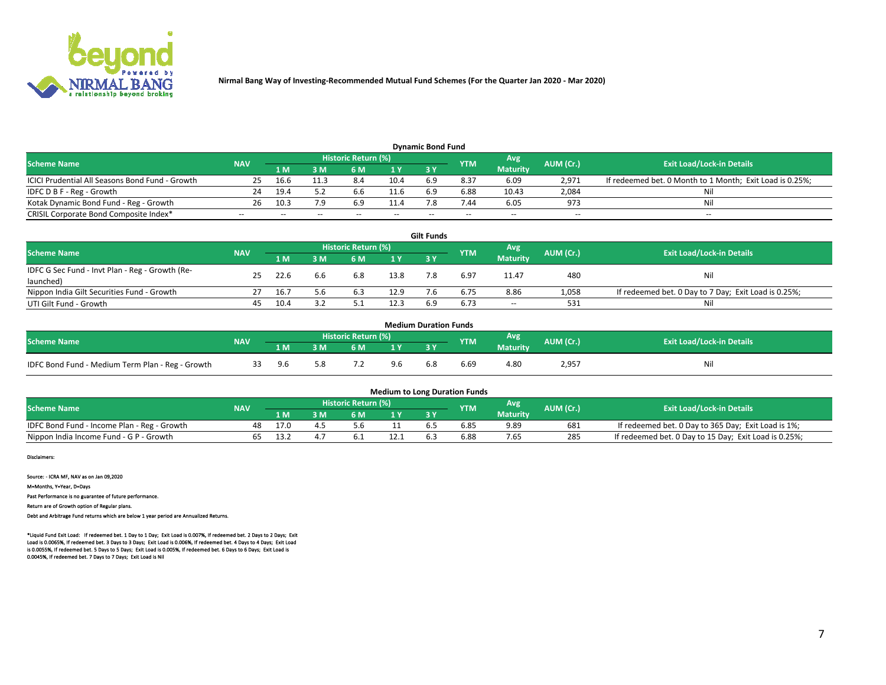**Nirmal Bang Way of Investing-Recommended Mutual Fund Schemes (For the Quarter Jan 2020 - Mar 2020)**

## Dynamic Bond Fund

| Scheme Name | NAV | Historic Return (%) | | | | | YTM | Avg Maturity | AUM (Cr.) | Exit Load/Lock-in Details |
|---|---|---|---|---|---|---|---|---|---|---|
| | | 1 M | 3 M | 6 M | 1 Y | 3 Y | | | | |
| ICICI Prudential All Seasons Bond Fund - Growth | 25 | 16.6 | 11.3 | 8.4 | 10.4 | 6.9 | 8.37 | 6.09 | 2,971 | If redeemed bet. 0 Month to 1 Month; Exit Load is 0.25%; |
| IDFC D B F - Reg - Growth | 24 | 19.4 | 5.2 | 6.6 | 11.6 | 6.9 | 6.88 | 10.43 | 2,084 | Nil |
| Kotak Dynamic Bond Fund - Reg - Growth | 26 | 10.3 | 7.9 | 6.9 | 11.4 | 7.8 | 7.44 | 6.05 | 973 | Nil |
| CRISIL Corporate Bond Composite Index* | -- | -- | -- | -- | -- | -- | -- | -- | -- | -- |

## Gilt Funds

| Scheme Name | NAV | Historic Return (%) | | | | | YTM | Avg Maturity | AUM (Cr.) | Exit Load/Lock-in Details |
|---|---|---|---|---|---|---|---|---|---|---|
| | | 1 M | 3 M | 6 M | 1 Y | 3 Y | | | | |
| IDFC G Sec Fund - Invt Plan - Reg - Growth (Re-launched) | 25 | 22.6 | 6.6 | 6.8 | 13.8 | 7.8 | 6.97 | 11.47 | 480 | Nil |
| Nippon India Gilt Securities Fund - Growth | 27 | 16.7 | 5.6 | 6.3 | 12.9 | 7.6 | 6.75 | 8.86 | 1,058 | If redeemed bet. 0 Day to 7 Day; Exit Load is 0.25%; |
| UTI Gilt Fund - Growth | 45 | 10.4 | 3.2 | 5.1 | 12.3 | 6.9 | 6.73 | -- | 531 | Nil |

## Medium Duration Funds

| Scheme Name | NAV | Historic Return (%) | | | | | YTM | Avg Maturity | AUM (Cr.) | Exit Load/Lock-in Details |
|---|---|---|---|---|---|---|---|---|---|---|
| | | 1 M | 3 M | 6 M | 1 Y | 3 Y | | | | |
| IDFC Bond Fund - Medium Term Plan - Reg - Growth | 33 | 9.6 | 5.8 | 7.2 | 9.6 | 6.8 | 6.69 | 4.80 | 2,957 | Nil |

## Medium to Long Duration Funds

| Scheme Name | NAV | Historic Return (%) | | | | | YTM | Avg Maturity | AUM (Cr.) | Exit Load/Lock-in Details |
|---|---|---|---|---|---|---|---|---|---|---|
| | | 1 M | 3 M | 6 M | 1 Y | 3 Y | | | | |
| IDFC Bond Fund - Income Plan - Reg - Growth | 48 | 17.0 | 4.5 | 5.6 | 11 | 6.5 | 6.85 | 9.89 | 681 | If redeemed bet. 0 Day to 365 Day; Exit Load is 1%; |
| Nippon India Income Fund - G P - Growth | 65 | 13.2 | 4.7 | 6.1 | 12.1 | 6.3 | 6.88 | 7.65 | 285 | If redeemed bet. 0 Day to 15 Day; Exit Load is 0.25%; |

Disclaimers:

Source: - ICRA MF, NAV as on Jan 09,2020

M=Months, Y=Year, D=Days

Past Performance is no guarantee of future performance.

Return are of Growth option of Regular plans.

Debt and Arbitrage Fund returns which are below 1 year period are Annualized Returns.

*Liquid Fund Exit Load: If redeemed bet. 1 Day to 1 Day; Exit Load is 0.007%, If redeemed bet. 2 Days to 2 Days; Exit Load is 0.0065%, If redeemed bet. 3 Days to 3 Days; Exit Load is 0.006%, If redeemed bet. 4 Days to 4 Days; Exit Load is 0.0055%, If redeemed bet. 5 Days to 5 Days; Exit Load is 0.005%, If redeemed bet. 6 Days to 6 Days; Exit Load is 0.0045%, If redeemed bet. 7 Days to 7 Days; Exit Load is Nil